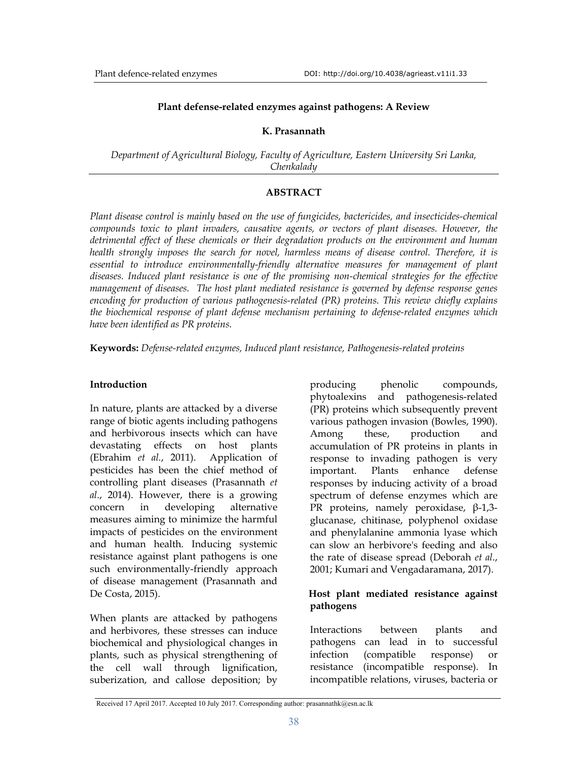**Plant defense-related enzymes against pathogens: A Review**

**K. Prasannath**

*Department of Agricultural Biology, Faculty of Agriculture, Eastern University Sri Lanka, Chenkalady*

## ABSTRACT

*Plant disease control is mainly based on the use of fungicides, bactericides, and insecticides-chemical compounds toxic to plant invaders, causative agents, or vectors of plant diseases. However, the detrimental effect of these chemicals or their degradation products on the environment and human health strongly imposes the search for novel, harmless means of disease control. Therefore, it is essential to introduce environmentally-friendly alternative measures for management of plant diseases. Induced plant resistance is one of the promising non-chemical strategies for the effective management of diseases. The host plant mediated resistance is governed by defense response genes encoding for production of various pathogenesis-related (PR) proteins. This review chiefly explains the biochemical response of plant defense mechanism pertaining to defense-related enzymes which have been identified as PR proteins.*

**Keywords:** *Defense-related enzymes, Induced plant resistance, Pathogenesis-related proteins*

## Introduction

In nature, plants are attacked by a diverse range of biotic agents including pathogens and herbivorous insects which can have devastating effects on host plants (Ebrahim *et al.*, 2011). Application of pesticides has been the chief method of controlling plant diseases (Prasannath *et al*., 2014). However, there is a growing concern in developing alternative measures aiming to minimize the harmful impacts of pesticides on the environment and human health. Inducing systemic resistance against plant pathogens is one such environmentally-friendly approach of disease management (Prasannath and De Costa, 2015).

When plants are attacked by pathogens and herbivores, these stresses can induce biochemical and physiological changes in plants, such as physical strengthening of the cell wall through lignification, suberization, and callose deposition; by producing phenolic compounds, phytoalexins and pathogenesis-related (PR) proteins which subsequently prevent various pathogen invasion (Bowles, 1990). Among these, production and accumulation of PR proteins in plants in response to invading pathogen is very important. Plants enhance defense responses by inducing activity of a broad spectrum of defense enzymes which are PR proteins, namely peroxidase, β-1,3-glucanase, chitinase, polyphenol oxidase and phenylalanine ammonia lyase which can slow an herbivore's feeding and also the rate of disease spread (Deborah *et al*., 2001; Kumari and Vengadaramana, 2017).

## Host plant mediated resistance against pathogens

Interactions between plants and pathogens can lead in to successful infection (compatible response) or resistance (incompatible response). In incompatible relations, viruses, bacteria or

Received 17 April 2017. Accepted 10 July 2017. Corresponding author: prasannathk@esn.ac.lk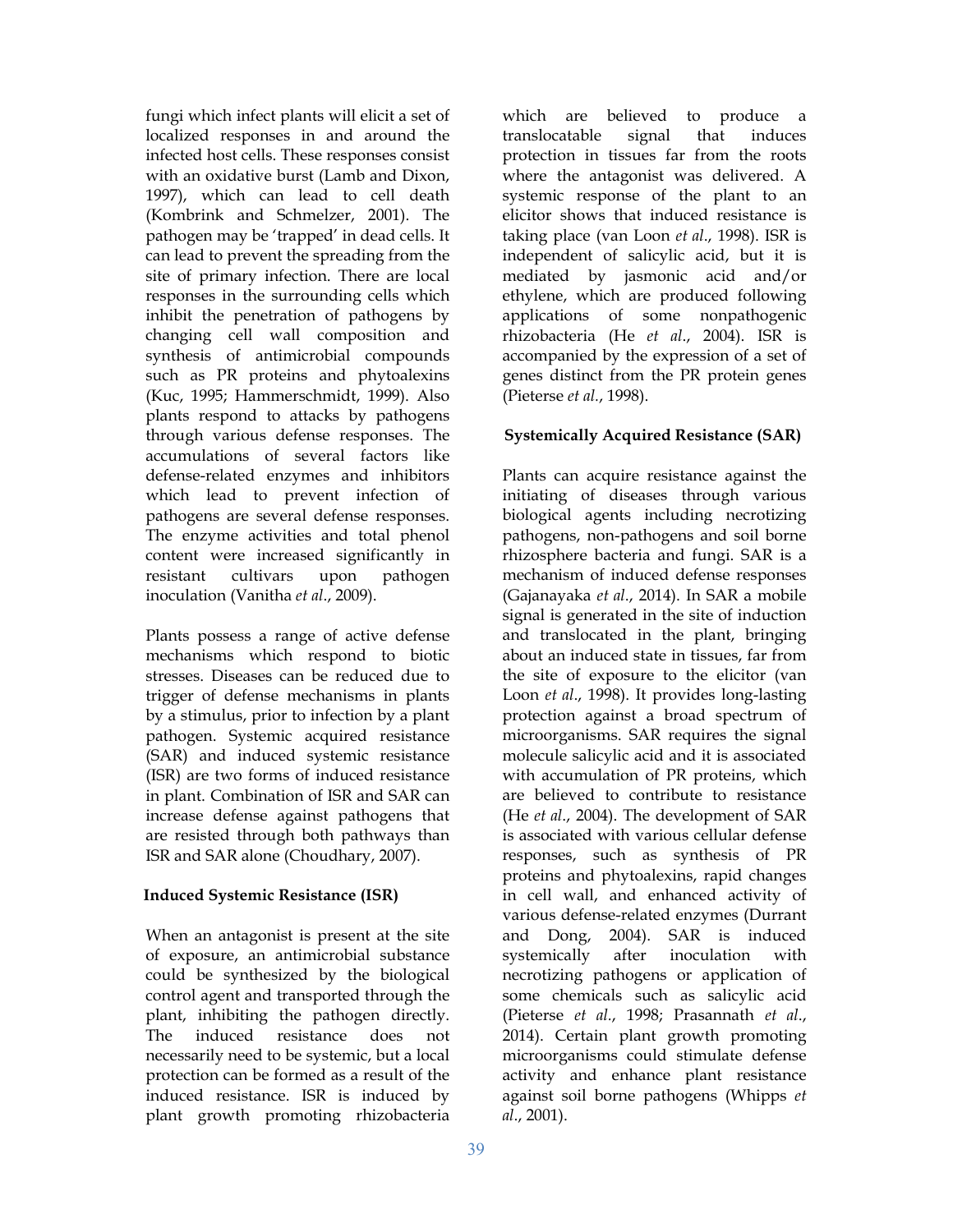fungi which infect plants will elicit a set of localized responses in and around the infected host cells. These responses consist with an oxidative burst (Lamb and Dixon, 1997), which can lead to cell death (Kombrink and Schmelzer, 2001). The pathogen may be 'trapped' in dead cells. It can lead to prevent the spreading from the site of primary infection. There are local responses in the surrounding cells which inhibit the penetration of pathogens by changing cell wall composition and synthesis of antimicrobial compounds such as PR proteins and phytoalexins (Kuc, 1995; Hammerschmidt, 1999). Also plants respond to attacks by pathogens through various defense responses. The accumulations of several factors like defense-related enzymes and inhibitors which lead to prevent infection of pathogens are several defense responses. The enzyme activities and total phenol content were increased significantly in resistant cultivars upon pathogen inoculation (Vanitha *et al*., 2009).

Plants possess a range of active defense mechanisms which respond to biotic stresses. Diseases can be reduced due to trigger of defense mechanisms in plants by a stimulus, prior to infection by a plant pathogen. Systemic acquired resistance (SAR) and induced systemic resistance (ISR) are two forms of induced resistance in plant. Combination of ISR and SAR can increase defense against pathogens that are resisted through both pathways than ISR and SAR alone (Choudhary, 2007).

**Induced Systemic Resistance (ISR)**

When an antagonist is present at the site of exposure, an antimicrobial substance could be synthesized by the biological control agent and transported through the plant, inhibiting the pathogen directly. The induced resistance does not necessarily need to be systemic, but a local protection can be formed as a result of the induced resistance. ISR is induced by plant growth promoting rhizobacteria which are believed to produce a translocatable signal that induces protection in tissues far from the roots where the antagonist was delivered. A systemic response of the plant to an elicitor shows that induced resistance is taking place (van Loon *et al*., 1998). ISR is independent of salicylic acid, but it is mediated by jasmonic acid and/or ethylene, which are produced following applications of some nonpathogenic rhizobacteria (He *et al*., 2004). ISR is accompanied by the expression of a set of genes distinct from the PR protein genes (Pieterse *et al.*, 1998).

**Systemically Acquired Resistance (SAR)**

Plants can acquire resistance against the initiating of diseases through various biological agents including necrotizing pathogens, non-pathogens and soil borne rhizosphere bacteria and fungi. SAR is a mechanism of induced defense responses (Gajanayaka *et al*., 2014). In SAR a mobile signal is generated in the site of induction and translocated in the plant, bringing about an induced state in tissues, far from the site of exposure to the elicitor (van Loon *et al*., 1998). It provides long-lasting protection against a broad spectrum of microorganisms. SAR requires the signal molecule salicylic acid and it is associated with accumulation of PR proteins, which are believed to contribute to resistance (He *et al*., 2004). The development of SAR is associated with various cellular defense responses, such as synthesis of PR proteins and phytoalexins, rapid changes in cell wall, and enhanced activity of various defense-related enzymes (Durrant and Dong, 2004). SAR is induced systemically after inoculation with necrotizing pathogens or application of some chemicals such as salicylic acid (Pieterse *et al*., 1998; Prasannath *et al*., 2014). Certain plant growth promoting microorganisms could stimulate defense activity and enhance plant resistance against soil borne pathogens (Whipps *et al*., 2001).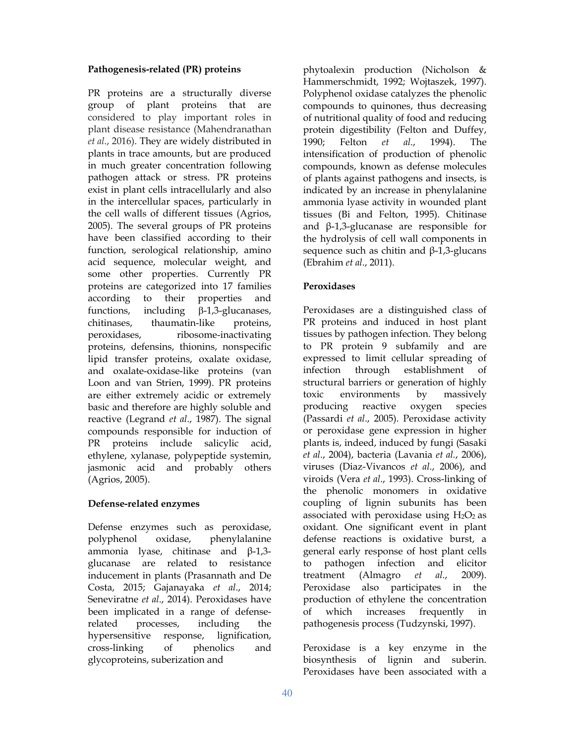**Pathogenesis-related (PR) proteins**

PR proteins are a structurally diverse group of plant proteins that are considered to play important roles in plant disease resistance (Mahendranathan *et al.*, 2016). They are widely distributed in plants in trace amounts, but are produced in much greater concentration following pathogen attack or stress. PR proteins exist in plant cells intracellularly and also in the intercellular spaces, particularly in the cell walls of different tissues (Agrios, 2005). The several groups of PR proteins have been classified according to their function, serological relationship, amino acid sequence, molecular weight, and some other properties. Currently PR proteins are categorized into 17 families according to their properties and functions, including β-1,3-glucanases, chitinases, thaumatin-like proteins, peroxidases, ribosome-inactivating proteins, defensins, thionins, nonspecific lipid transfer proteins, oxalate oxidase, and oxalate-oxidase-like proteins (van Loon and van Strien, 1999). PR proteins are either extremely acidic or extremely basic and therefore are highly soluble and reactive (Legrand *et al*., 1987). The signal compounds responsible for induction of PR proteins include salicylic acid, ethylene, xylanase, polypeptide systemin, jasmonic acid and probably others (Agrios, 2005).

**Defense-related enzymes**

Defense enzymes such as peroxidase, polyphenol oxidase, phenylalanine ammonia lyase, chitinase and β-1,3-glucanase are related to resistance inducement in plants (Prasannath and De Costa, 2015; Gajanayaka *et al*., 2014; Seneviratne *et al*., 2014). Peroxidases have been implicated in a range of defense-related processes, including the hypersensitive response, lignification, cross-linking of phenolics and glycoproteins, suberization and phytoalexin production (Nicholson & Hammerschmidt, 1992; Wojtaszek, 1997). Polyphenol oxidase catalyzes the phenolic compounds to quinones, thus decreasing of nutritional quality of food and reducing protein digestibility (Felton and Duffey, 1990; Felton *et al*., 1994). The intensification of production of phenolic compounds, known as defense molecules of plants against pathogens and insects, is indicated by an increase in phenylalanine ammonia lyase activity in wounded plant tissues (Bi and Felton, 1995). Chitinase and β-1,3-glucanase are responsible for the hydrolysis of cell wall components in sequence such as chitin and β-1,3-glucans (Ebrahim *et al*., 2011).

**Peroxidases**

Peroxidases are a distinguished class of PR proteins and induced in host plant tissues by pathogen infection. They belong to PR protein 9 subfamily and are expressed to limit cellular spreading of infection through establishment of structural barriers or generation of highly toxic environments by massively producing reactive oxygen species (Passardi *et al*., 2005). Peroxidase activity or peroxidase gene expression in higher plants is, indeed, induced by fungi (Sasaki *et al*., 2004), bacteria (Lavania *et al.*, 2006), viruses (Diaz-Vivancos *et al*., 2006), and viroids (Vera *et al*., 1993). Cross-linking of the phenolic monomers in oxidative coupling of lignin subunits has been associated with peroxidase using $H_2O_2$ as oxidant. One significant event in plant defense reactions is oxidative burst, a general early response of host plant cells to pathogen infection and elicitor treatment (Almagro *et al*., 2009). Peroxidase also participates in the production of ethylene the concentration of which increases frequently in pathogenesis process (Tudzynski, 1997).

Peroxidase is a key enzyme in the biosynthesis of lignin and suberin. Peroxidases have been associated with a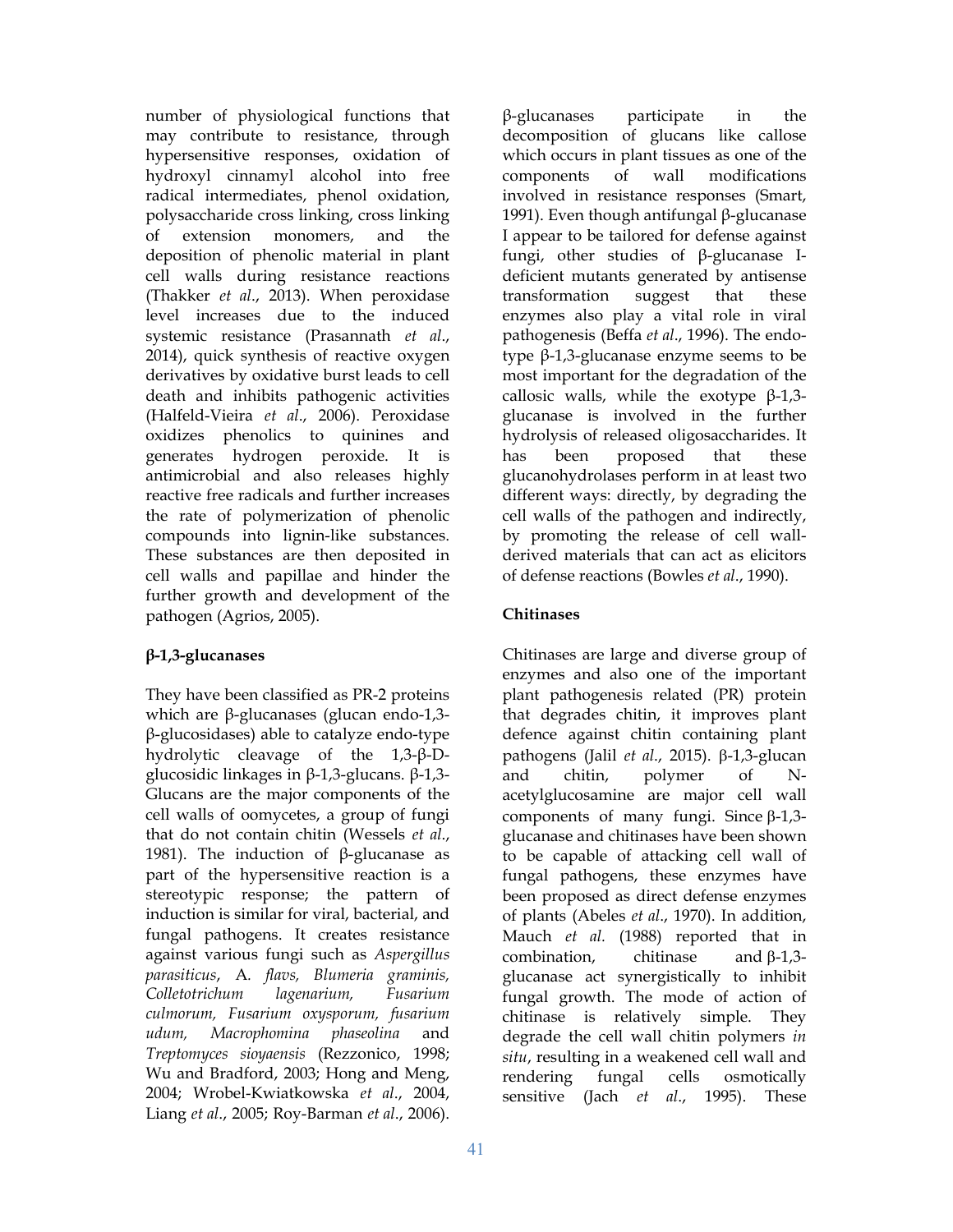number of physiological functions that may contribute to resistance, through hypersensitive responses, oxidation of hydroxyl cinnamyl alcohol into free radical intermediates, phenol oxidation, polysaccharide cross linking, cross linking of extension monomers, and the deposition of phenolic material in plant cell walls during resistance reactions (Thakker *et al*., 2013). When peroxidase level increases due to the induced systemic resistance (Prasannath *et al*., 2014), quick synthesis of reactive oxygen derivatives by oxidative burst leads to cell death and inhibits pathogenic activities (Halfeld-Vieira *et al*., 2006). Peroxidase oxidizes phenolics to quinines and generates hydrogen peroxide. It is antimicrobial and also releases highly reactive free radicals and further increases the rate of polymerization of phenolic compounds into lignin-like substances. These substances are then deposited in cell walls and papillae and hinder the further growth and development of the pathogen (Agrios, 2005).

**β-1,3-glucanases**

They have been classified as PR-2 proteins which are β-glucanases (glucan endo-1,3-β-glucosidases) able to catalyze endo-type hydrolytic cleavage of the 1,3-β-D-glucosidic linkages in β-1,3-glucans. β-1,3-Glucans are the major components of the cell walls of oomycetes, a group of fungi that do not contain chitin (Wessels *et al*., 1981). The induction of β-glucanase as part of the hypersensitive reaction is a stereotypic response; the pattern of induction is similar for viral, bacterial, and fungal pathogens. It creates resistance against various fungi such as *Aspergillus parasiticus*, A. *flavs, Blumeria graminis, Colletotrichum lagenarium, Fusarium culmorum, Fusarium oxysporum, fusarium udum, Macrophomina phaseolina* and *Treptomyces sioyaensis* (Rezzonico, 1998; Wu and Bradford, 2003; Hong and Meng, 2004; Wrobel-Kwiatkowska *et al*., 2004, Liang *et al*., 2005; Roy-Barman *et al*., 2006). β-glucanases participate in the decomposition of glucans like callose which occurs in plant tissues as one of the components of wall modifications involved in resistance responses (Smart, 1991). Even though antifungal β-glucanase I appear to be tailored for defense against fungi, other studies of β-glucanase I-deficient mutants generated by antisense transformation suggest that these enzymes also play a vital role in viral pathogenesis (Beffa *et al*., 1996). The endo-type β-1,3-glucanase enzyme seems to be most important for the degradation of the callosic walls, while the exotype β-1,3-glucanase is involved in the further hydrolysis of released oligosaccharides. It has been proposed that these glucanohydrolases perform in at least two different ways: directly, by degrading the cell walls of the pathogen and indirectly, by promoting the release of cell wall-derived materials that can act as elicitors of defense reactions (Bowles *et al*., 1990).

**Chitinases**

Chitinases are large and diverse group of enzymes and also one of the important plant pathogenesis related (PR) protein that degrades chitin, it improves plant defence against chitin containing plant pathogens (Jalil *et al*., 2015). β-1,3-glucan and chitin, polymer of N-acetylglucosamine are major cell wall components of many fungi. Since β-1,3-glucanase and chitinases have been shown to be capable of attacking cell wall of fungal pathogens, these enzymes have been proposed as direct defense enzymes of plants (Abeles *et al*., 1970). In addition, Mauch *et al.* (1988) reported that in combination, chitinase and β-1,3-glucanase act synergistically to inhibit fungal growth. The mode of action of chitinase is relatively simple. They degrade the cell wall chitin polymers *in situ*, resulting in a weakened cell wall and rendering fungal cells osmotically sensitive (Jach *et al*., 1995). These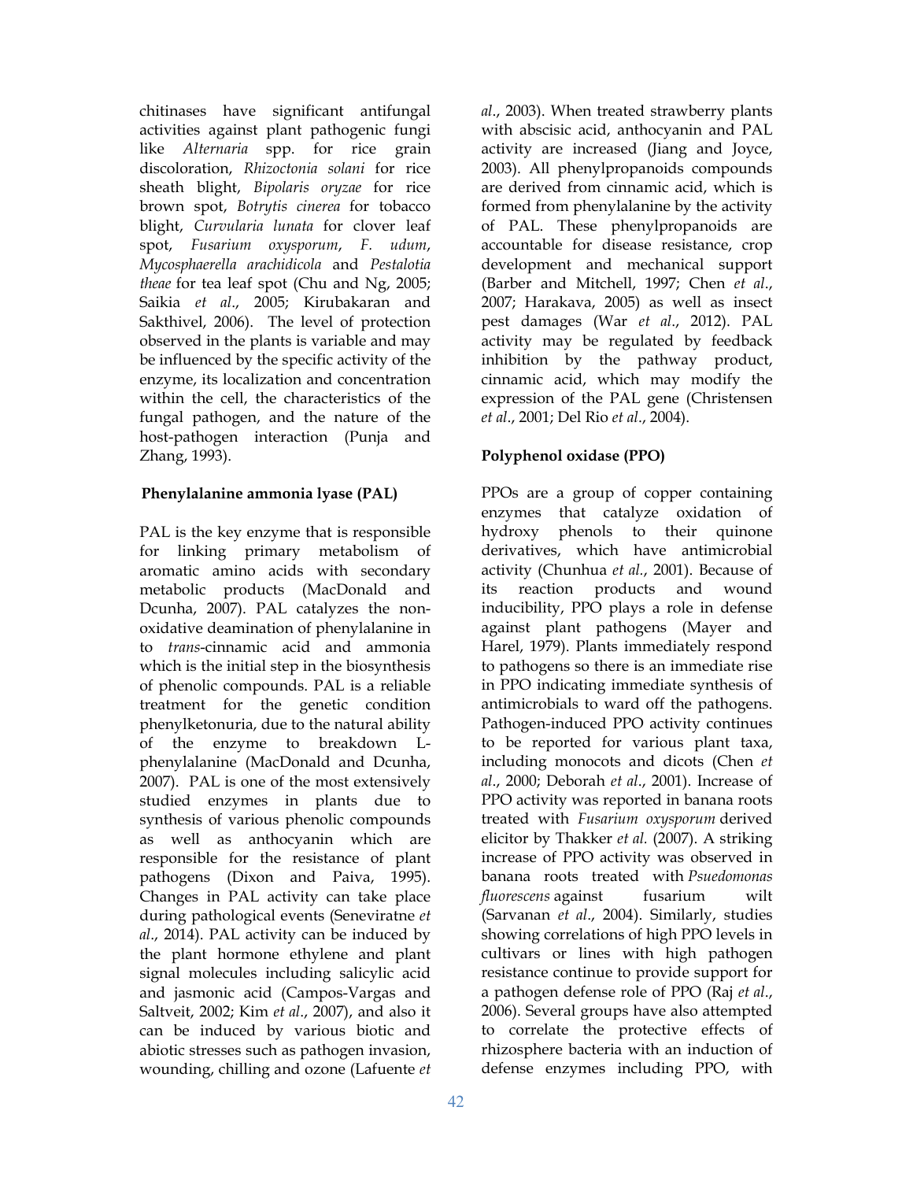chitinases have significant antifungal activities against plant pathogenic fungi like *Alternaria* spp. for rice grain discoloration, *Rhizoctonia solani* for rice sheath blight, *Bipolaris oryzae* for rice brown spot, *Botrytis cinerea* for tobacco blight, *Curvularia lunata* for clover leaf spot, *Fusarium oxysporum*, *F. udum*, *Mycosphaerella arachidicola* and *Pestalotia theae* for tea leaf spot (Chu and Ng, 2005; Saikia *et al*., 2005; Kirubakaran and Sakthivel, 2006). The level of protection observed in the plants is variable and may be influenced by the specific activity of the enzyme, its localization and concentration within the cell, the characteristics of the fungal pathogen, and the nature of the host-pathogen interaction (Punja and Zhang, 1993).

## Phenylalanine ammonia lyase (PAL)

PAL is the key enzyme that is responsible for linking primary metabolism of aromatic amino acids with secondary metabolic products (MacDonald and Dcunha, 2007). PAL catalyzes the non-oxidative deamination of phenylalanine in to *trans*-cinnamic acid and ammonia which is the initial step in the biosynthesis of phenolic compounds. PAL is a reliable treatment for the genetic condition phenylketonuria, due to the natural ability of the enzyme to breakdown L-phenylalanine (MacDonald and Dcunha, 2007). PAL is one of the most extensively studied enzymes in plants due to synthesis of various phenolic compounds as well as anthocyanin which are responsible for the resistance of plant pathogens (Dixon and Paiva, 1995). Changes in PAL activity can take place during pathological events (Seneviratne *et al*., 2014). PAL activity can be induced by the plant hormone ethylene and plant signal molecules including salicylic acid and jasmonic acid (Campos-Vargas and Saltveit, 2002; Kim *et al*., 2007), and also it can be induced by various biotic and abiotic stresses such as pathogen invasion, wounding, chilling and ozone (Lafuente *et al*., 2003). When treated strawberry plants with abscisic acid, anthocyanin and PAL activity are increased (Jiang and Joyce, 2003). All phenylpropanoids compounds are derived from cinnamic acid, which is formed from phenylalanine by the activity of PAL. These phenylpropanoids are accountable for disease resistance, crop development and mechanical support (Barber and Mitchell, 1997; Chen *et al*., 2007; Harakava, 2005) as well as insect pest damages (War *et al*., 2012). PAL activity may be regulated by feedback inhibition by the pathway product, cinnamic acid, which may modify the expression of the PAL gene (Christensen *et al*., 2001; Del Rio *et al*., 2004).

## Polyphenol oxidase (PPO)

PPOs are a group of copper containing enzymes that catalyze oxidation of hydroxy phenols to their quinone derivatives, which have antimicrobial activity (Chunhua *et al.*, 2001). Because of its reaction products and wound inducibility, PPO plays a role in defense against plant pathogens (Mayer and Harel, 1979). Plants immediately respond to pathogens so there is an immediate rise in PPO indicating immediate synthesis of antimicrobials to ward off the pathogens. Pathogen-induced PPO activity continues to be reported for various plant taxa, including monocots and dicots (Chen *et al*., 2000; Deborah *et al*., 2001). Increase of PPO activity was reported in banana roots treated with *Fusarium oxysporum* derived elicitor by Thakker *et al.* (2007). A striking increase of PPO activity was observed in banana roots treated with *Psuedomonas fluorescens* against fusarium wilt (Sarvanan *et al*., 2004). Similarly, studies showing correlations of high PPO levels in cultivars or lines with high pathogen resistance continue to provide support for a pathogen defense role of PPO (Raj *et al*., 2006). Several groups have also attempted to correlate the protective effects of rhizosphere bacteria with an induction of defense enzymes including PPO, with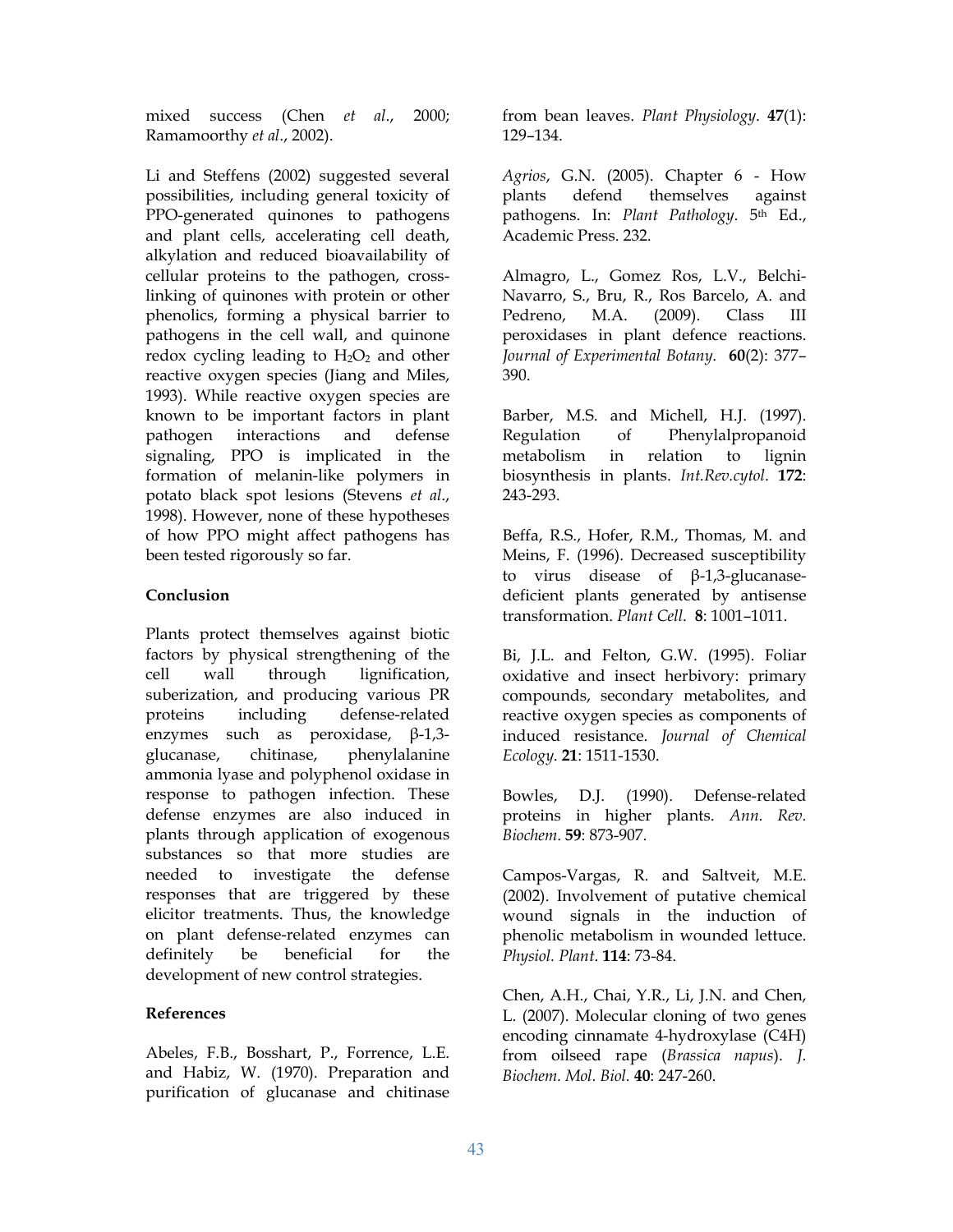mixed success (Chen *et al*., 2000; Ramamoorthy *et al*., 2002).

Li and Steffens (2002) suggested several possibilities, including general toxicity of PPO-generated quinones to pathogens and plant cells, accelerating cell death, alkylation and reduced bioavailability of cellular proteins to the pathogen, cross-linking of quinones with protein or other phenolics, forming a physical barrier to pathogens in the cell wall, and quinone redox cycling leading to $H_2O_2$ and other reactive oxygen species (Jiang and Miles, 1993). While reactive oxygen species are known to be important factors in plant pathogen interactions and defense signaling, PPO is implicated in the formation of melanin-like polymers in potato black spot lesions (Stevens *et al*., 1998). However, none of these hypotheses of how PPO might affect pathogens has been tested rigorously so far.

## Conclusion

Plants protect themselves against biotic factors by physical strengthening of the cell wall through lignification, suberization, and producing various PR proteins including defense-related enzymes such as peroxidase, β-1,3-glucanase, chitinase, phenylalanine ammonia lyase and polyphenol oxidase in response to pathogen infection. These defense enzymes are also induced in plants through application of exogenous substances so that more studies are needed to investigate the defense responses that are triggered by these elicitor treatments. Thus, the knowledge on plant defense-related enzymes can definitely be beneficial for the development of new control strategies.

## References

Abeles, F.B., Bosshart, P., Forrence, L.E. and Habiz, W. (1970). Preparation and purification of glucanase and chitinase from bean leaves. *Plant Physiology*. **47**(1): 129–134.

*Agrios*, G.N. (2005). Chapter 6 - How plants defend themselves against pathogens. In: *Plant Pathology*. 5th Ed., Academic Press. 232.

Almagro, L., Gomez Ros, L.V., Belchi-Navarro, S., Bru, R., Ros Barcelo, A. and Pedreno, M.A. (2009). Class III peroxidases in plant defence reactions. *Journal of Experimental Botany*. **60**(2): 377–390.

Barber, M.S. and Michell, H.J. (1997). Regulation of Phenylalpropanoid metabolism in relation to lignin biosynthesis in plants. *Int.Rev.cytol*. **172**: 243-293.

Beffa, R.S., Hofer, R.M., Thomas, M. and Meins, F. (1996). Decreased susceptibility to virus disease of β-1,3-glucanase-deficient plants generated by antisense transformation. *Plant Cell*. **8**: 1001–1011.

Bi, J.L. and Felton, G.W. (1995). Foliar oxidative and insect herbivory: primary compounds, secondary metabolites, and reactive oxygen species as components of induced resistance. *Journal of Chemical Ecology*. **21**: 1511-1530.

Bowles, D.J. (1990). Defense-related proteins in higher plants. *Ann. Rev. Biochem*. **59**: 873-907.

Campos-Vargas, R. and Saltveit, M.E. (2002). Involvement of putative chemical wound signals in the induction of phenolic metabolism in wounded lettuce. *Physiol. Plant*. **114**: 73-84.

Chen, A.H., Chai, Y.R., Li, J.N. and Chen, L. (2007). Molecular cloning of two genes encoding cinnamate 4-hydroxylase (C4H) from oilseed rape (*Brassica napus*). *J. Biochem. Mol. Biol.* **40**: 247-260.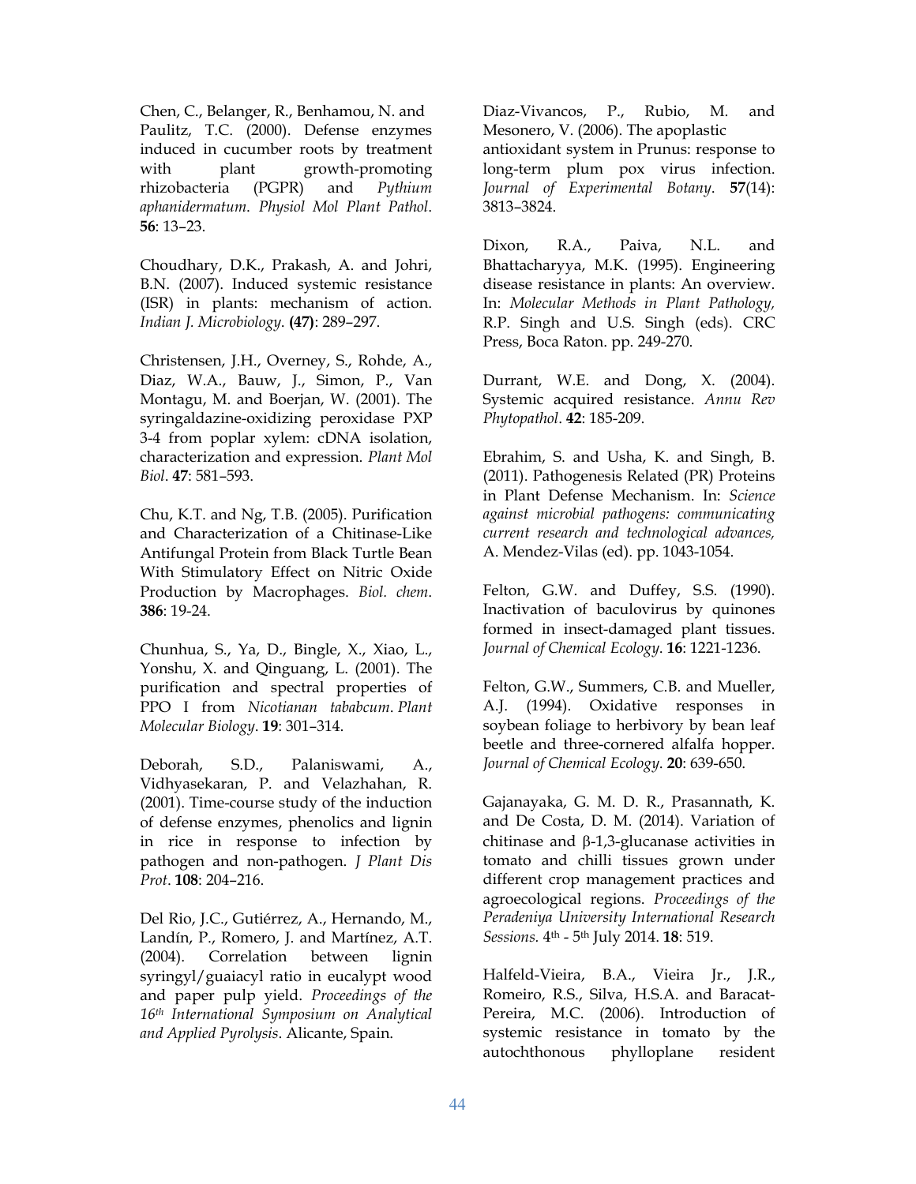Chen, C., Belanger, R., Benhamou, N. and Paulitz, T.C. (2000). Defense enzymes induced in cucumber roots by treatment with plant growth-promoting rhizobacteria (PGPR) and *Pythium aphanidermatum*. *Physiol Mol Plant Pathol*. **56**: 13–23.

Choudhary, D.K., Prakash, A. and Johri, B.N. (2007). Induced systemic resistance (ISR) in plants: mechanism of action. *Indian J. Microbiology*. **(47)**: 289–297.

Christensen, J.H., Overney, S., Rohde, A., Diaz, W.A., Bauw, J., Simon, P., Van Montagu, M. and Boerjan, W. (2001). The syringaldazine-oxidizing peroxidase PXP 3-4 from poplar xylem: cDNA isolation, characterization and expression. *Plant Mol Biol*. **47**: 581–593.

Chu, K.T. and Ng, T.B. (2005). Purification and Characterization of a Chitinase-Like Antifungal Protein from Black Turtle Bean With Stimulatory Effect on Nitric Oxide Production by Macrophages. *Biol. chem*. **386**: 19-24.

Chunhua, S., Ya, D., Bingle, X., Xiao, L., Yonshu, X. and Qinguang, L. (2001). The purification and spectral properties of PPO I from *Nicotianan tababcum*. *Plant Molecular Biology*. **19**: 301–314.

Deborah, S.D., Palaniswami, A., Vidhyasekaran, P. and Velazhahan, R. (2001). Time-course study of the induction of defense enzymes, phenolics and lignin in rice in response to infection by pathogen and non-pathogen. *J Plant Dis Prot*. **108**: 204–216.

Del Rio, J.C., Gutiérrez, A., Hernando, M., Landín, P., Romero, J. and Martínez, A.T. (2004). Correlation between lignin syringyl/guaiacyl ratio in eucalypt wood and paper pulp yield. *Proceedings of the 16th International Symposium on Analytical and Applied Pyrolysis*. Alicante, Spain.

Diaz-Vivancos, P., Rubio, M. and Mesonero, V. (2006). The apoplastic antioxidant system in Prunus: response to long-term plum pox virus infection. *Journal of Experimental Botany*. **57**(14): 3813–3824.

Dixon, R.A., Paiva, N.L. and Bhattacharyya, M.K. (1995). Engineering disease resistance in plants: An overview. In: *Molecular Methods in Plant Pathology,* R.P. Singh and U.S. Singh (eds). CRC Press, Boca Raton. pp. 249-270.

Durrant, W.E. and Dong, X. (2004). Systemic acquired resistance. *Annu Rev Phytopathol*. **42**: 185-209.

Ebrahim, S. and Usha, K. and Singh, B. (2011). Pathogenesis Related (PR) Proteins in Plant Defense Mechanism. In: *Science against microbial pathogens: communicating current research and technological advances,* A. Mendez-Vilas (ed). pp. 1043-1054.

Felton, G.W. and Duffey, S.S. (1990). Inactivation of baculovirus by quinones formed in insect-damaged plant tissues. *Journal of Chemical Ecology*. **16**: 1221-1236.

Felton, G.W., Summers, C.B. and Mueller, A.J. (1994). Oxidative responses in soybean foliage to herbivory by bean leaf beetle and three-cornered alfalfa hopper. *Journal of Chemical Ecology*. **20**: 639-650.

Gajanayaka, G. M. D. R., Prasannath, K. and De Costa, D. M. (2014). Variation of chitinase and β-1,3-glucanase activities in tomato and chilli tissues grown under different crop management practices and agroecological regions. *Proceedings of the Peradeniya University International Research Sessions.* 4th - 5th July 2014. **18**: 519.

Halfeld-Vieira, B.A., Vieira Jr., J.R., Romeiro, R.S., Silva, H.S.A. and Baracat-Pereira, M.C. (2006). Introduction of systemic resistance in tomato by the autochthonous phylloplane resident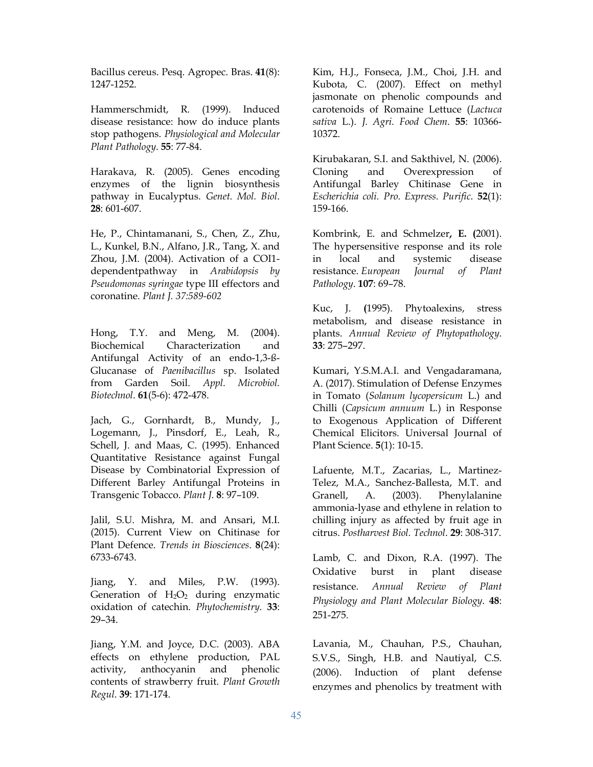Bacillus cereus. Pesq. Agropec. Bras. **41**(8): 1247-1252.

Hammerschmidt, R. (1999). Induced disease resistance: how do induce plants stop pathogens. *Physiological and Molecular Plant Pathology*. **55**: 77-84.

Harakava, R. (2005). Genes encoding enzymes of the lignin biosynthesis pathway in Eucalyptus. *Genet. Mol. Biol*. **28**: 601-607.

He, P., Chintamanani, S., Chen, Z., Zhu, L., Kunkel, B.N., Alfano, J.R., Tang, X. and Zhou, J.M. (2004). Activation of a COI1-dependentpathway in *Arabidopsis by Pseudomonas syringae* type III effectors and coronatine. *Plant J. 37:589-602*

Hong, T.Y. and Meng, M. (2004). Biochemical Characterization and Antifungal Activity of an endo-1,3-ß-Glucanase of *Paenibacillus* sp. Isolated from Garden Soil. *Appl. Microbiol. Biotechnol*. **61**(5-6): 472-478.

Jach, G., Gornhardt, B., Mundy, J., Logemann, J., Pinsdorf, E., Leah, R., Schell, J. and Maas, C. (1995). Enhanced Quantitative Resistance against Fungal Disease by Combinatorial Expression of Different Barley Antifungal Proteins in Transgenic Tobacco. *Plant J.* **8**: 97–109.

Jalil, S.U. Mishra, M. and Ansari, M.I. (2015). Current View on Chitinase for Plant Defence. *Trends in Biosciences*. **8**(24): 6733-6743.

Jiang, Y. and Miles, P.W. (1993). Generation of $H_2O_2$ during enzymatic oxidation of catechin. *Phytochemistry*. **33**: 29–34.

Jiang, Y.M. and Joyce, D.C. (2003). ABA effects on ethylene production, PAL activity, anthocyanin and phenolic contents of strawberry fruit. *Plant Growth Regul*. **39**: 171-174.

Kim, H.J., Fonseca, J.M., Choi, J.H. and Kubota, C. (2007). Effect on methyl jasmonate on phenolic compounds and carotenoids of Romaine Lettuce (*Lactuca sativa* L.). *J. Agri. Food Chem*. **55**: 10366-10372.

Kirubakaran, S.I. and Sakthivel, N. (2006). Cloning and Overexpression of Antifungal Barley Chitinase Gene in *Escherichia coli. Pro. Express. Purific*. **52**(1): 159-166.

Kombrink, E. and Schmelzer**, E. (**2001). The hypersensitive response and its role in local and systemic disease resistance. *European Journal of Plant Pathology*. **107**: 69–78.

Kuc, J. **(**1995). Phytoalexins, stress metabolism, and disease resistance in plants. *Annual Review of Phytopathology*. **33**: 275–297.

Kumari, Y.S.M.A.I. and Vengadaramana, A. (2017). Stimulation of Defense Enzymes in Tomato (*Solanum lycopersicum* L.) and Chilli (*Capsicum annuum* L.) in Response to Exogenous Application of Different Chemical Elicitors. Universal Journal of Plant Science. **5**(1): 10-15.

Lafuente, M.T., Zacarias, L., Martinez-Telez, M.A., Sanchez-Ballesta, M.T. and Granell, A. (2003). Phenylalanine ammonia-lyase and ethylene in relation to chilling injury as affected by fruit age in citrus. *Postharvest Biol. Technol*. **29**: 308-317.

Lamb, C. and Dixon, R.A. (1997). The Oxidative burst in plant disease resistance. *Annual Review of Plant Physiology and Plant Molecular Biology*. **48**: 251-275.

Lavania, M., Chauhan, P.S., Chauhan, S.V.S., Singh, H.B. and Nautiyal, C.S. (2006). Induction of plant defense enzymes and phenolics by treatment with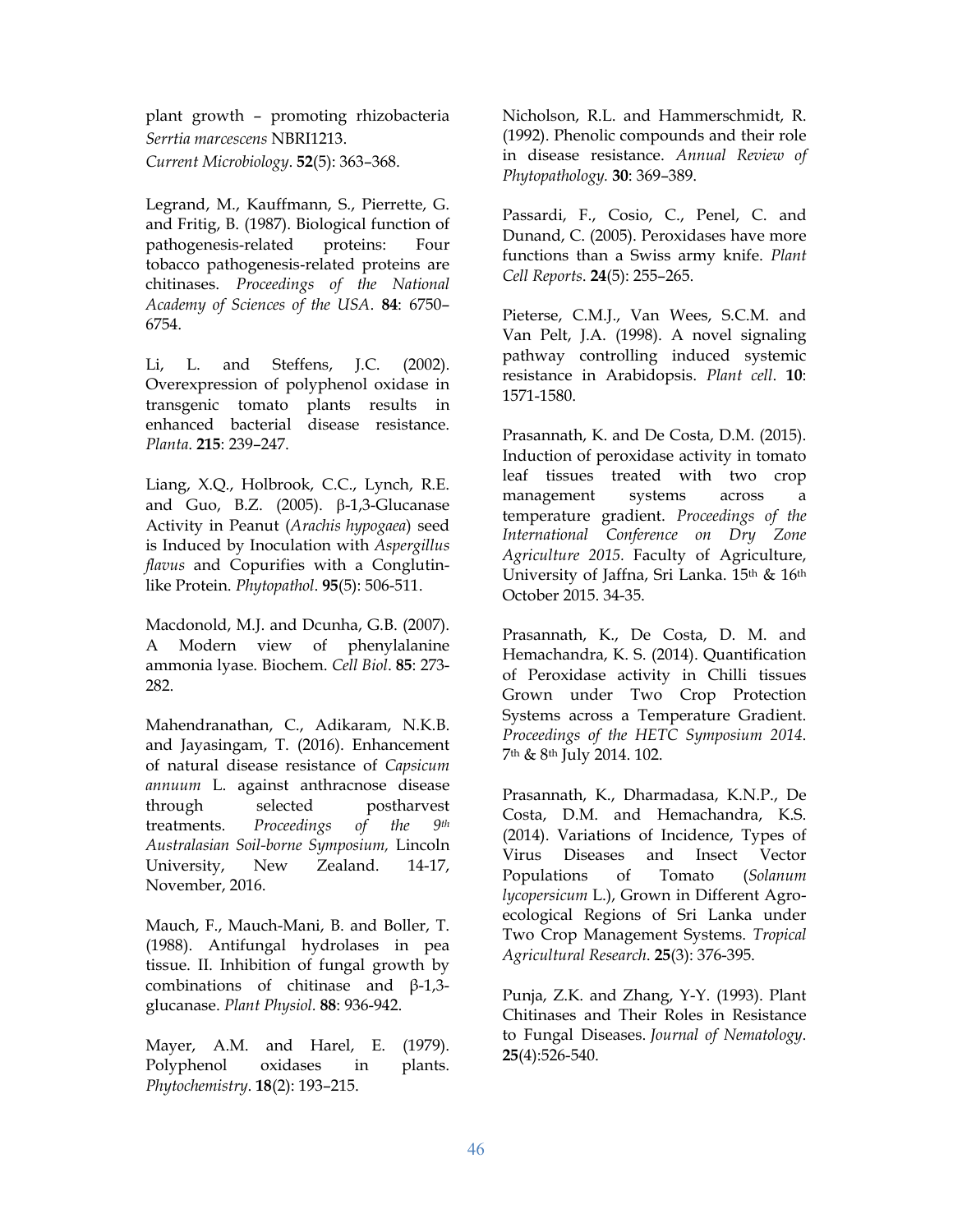plant growth – promoting rhizobacteria *Serrtia marcescens* NBRI1213. *Current Microbiology*. **52**(5): 363–368.

Legrand, M., Kauffmann, S., Pierrette, G. and Fritig, B. (1987). Biological function of pathogenesis-related proteins: Four tobacco pathogenesis-related proteins are chitinases. *Proceedings of the National Academy of Sciences of the USA*. **84**: 6750–6754.

Li, L. and Steffens, J.C. (2002). Overexpression of polyphenol oxidase in transgenic tomato plants results in enhanced bacterial disease resistance. *Planta*. **215**: 239–247.

Liang, X.Q., Holbrook, C.C., Lynch, R.E. and Guo, B.Z. (2005). β-1,3-Glucanase Activity in Peanut (*Arachis hypogaea*) seed is Induced by Inoculation with *Aspergillus flavus* and Copurifies with a Conglutin-like Protein. *Phytopathol*. **95**(5): 506-511.

Macdonold, M.J. and Dcunha, G.B. (2007). A Modern view of phenylalanine ammonia lyase. Biochem. *Cell Biol*. **85**: 273-282.

Mahendranathan, C., Adikaram, N.K.B. and Jayasingam, T. (2016). Enhancement of natural disease resistance of *Capsicum annuum* L. against anthracnose disease through selected postharvest treatments. *Proceedings of the 9th Australasian Soil-borne Symposium,* Lincoln University, New Zealand. 14-17, November, 2016.

Mauch, F., Mauch-Mani, B. and Boller, T. (1988). Antifungal hydrolases in pea tissue. II. Inhibition of fungal growth by combinations of chitinase and β-1,3-glucanase. *Plant Physiol*. **88**: 936-942.

Mayer, A.M. and Harel, E. (1979). Polyphenol oxidases in plants. *Phytochemistry*. **18**(2): 193–215.

Nicholson, R.L. and Hammerschmidt, R. (1992). Phenolic compounds and their role in disease resistance. *Annual Review of Phytopathology.* **30**: 369–389.

Passardi, F., Cosio, C., Penel, C. and Dunand, C. (2005). Peroxidases have more functions than a Swiss army knife. *Plant Cell Reports*. **24**(5): 255–265.

Pieterse, C.M.J., Van Wees, S.C.M. and Van Pelt, J.A. (1998). A novel signaling pathway controlling induced systemic resistance in Arabidopsis. *Plant cell*. **10**: 1571-1580.

Prasannath, K. and De Costa, D.M. (2015). Induction of peroxidase activity in tomato leaf tissues treated with two crop management systems across a temperature gradient. *Proceedings of the International Conference on Dry Zone Agriculture 2015.* Faculty of Agriculture, University of Jaffna, Sri Lanka. 15th & 16th October 2015. 34-35.

Prasannath, K., De Costa, D. M. and Hemachandra, K. S. (2014). Quantification of Peroxidase activity in Chilli tissues Grown under Two Crop Protection Systems across a Temperature Gradient. *Proceedings of the HETC Symposium 2014*. 7th & 8th July 2014. 102.

Prasannath, K., Dharmadasa, K.N.P., De Costa, D.M. and Hemachandra, K.S (2014). Variations of Incidence, Types of Virus Diseases and Insect Vector Populations of Tomato (*Solanum lycopersicum* L.), Grown in Different Agro-ecological Regions of Sri Lanka under Two Crop Management Systems. *Tropical Agricultural Research*. **25**(3): 376-395.

Punja, Z.K. and Zhang, Y-Y. (1993). Plant Chitinases and Their Roles in Resistance to Fungal Diseases. *Journal of Nematology*. **25**(4):526-540.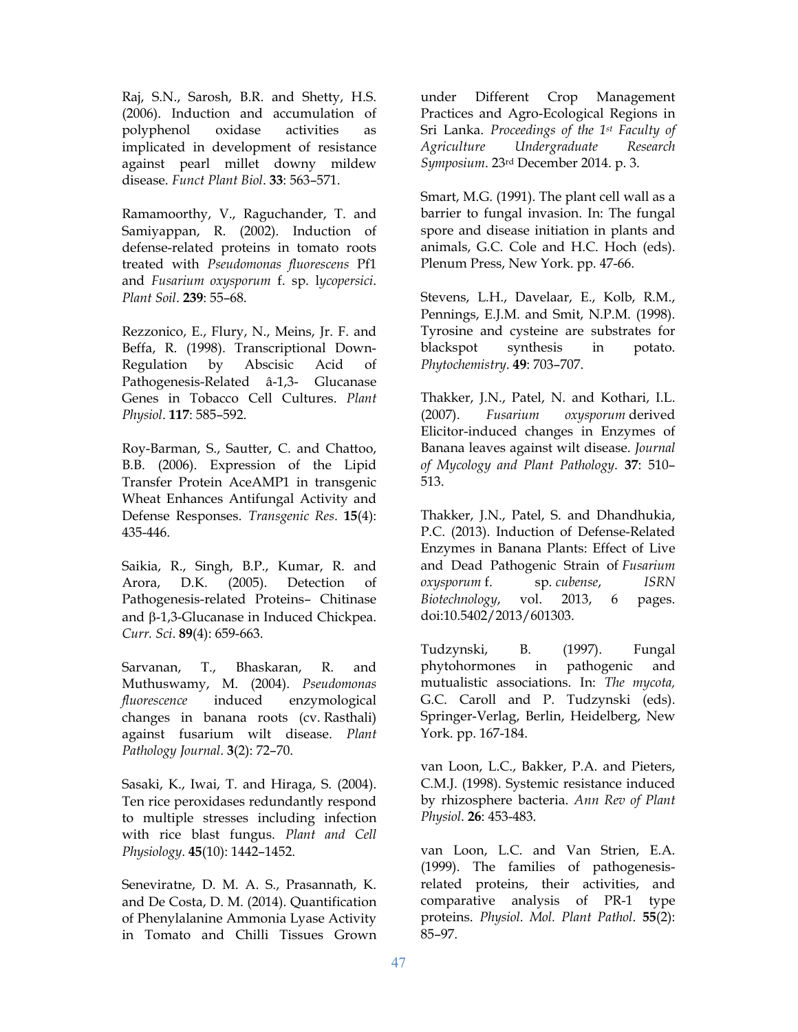Raj, S.N., Sarosh, B.R. and Shetty, H.S. (2006). Induction and accumulation of polyphenol oxidase activities as implicated in development of resistance against pearl millet downy mildew disease. *Funct Plant Biol*. **33**: 563–571.

Ramamoorthy, V., Raguchander, T. and Samiyappan, R. (2002). Induction of defense-related proteins in tomato roots treated with *Pseudomonas fluorescens* Pf1 and *Fusarium oxysporum* f. sp. l*ycopersici*. *Plant Soil*. **239**: 55–68.

Rezzonico, E., Flury, N., Meins, Jr. F. and Beffa, R. (1998). Transcriptional Down-Regulation by Abscisic Acid of Pathogenesis-Related â-1,3- Glucanase Genes in Tobacco Cell Cultures. *Plant Physiol*. **117**: 585–592.

Roy-Barman, S., Sautter, C. and Chattoo, B.B. (2006). Expression of the Lipid Transfer Protein AceAMP1 in transgenic Wheat Enhances Antifungal Activity and Defense Responses. *Transgenic Res*. **15**(4): 435-446.

Saikia, R., Singh, B.P., Kumar, R. and Arora, D.K. (2005). Detection of Pathogenesis-related Proteins– Chitinase and β-1,3-Glucanase in Induced Chickpea. *Curr. Sci*. **89**(4): 659-663.

Sarvanan, T., Bhaskaran, R. and Muthuswamy, M. (2004). *Pseudomonas fluorescence* induced enzymological changes in banana roots (cv. Rasthali) against fusarium wilt disease. *Plant Pathology Journal*. **3**(2): 72–70.

Sasaki, K., Iwai, T. and Hiraga, S. (2004). Ten rice peroxidases redundantly respond to multiple stresses including infection with rice blast fungus. *Plant and Cell Physiology*. **45**(10): 1442–1452.

Seneviratne, D. M. A. S., Prasannath, K. and De Costa, D. M. (2014). Quantification of Phenylalanine Ammonia Lyase Activity in Tomato and Chilli Tissues Grown under Different Crop Management Practices and Agro-Ecological Regions in Sri Lanka. *Proceedings of the 1st Faculty of Agriculture Undergraduate Research Symposium*. 23rd December 2014. p. 3.

Smart, M.G. (1991). The plant cell wall as a barrier to fungal invasion. In: The fungal spore and disease initiation in plants and animals, G.C. Cole and H.C. Hoch (eds). Plenum Press, New York. pp. 47-66.

Stevens, L.H., Davelaar, E., Kolb, R.M., Pennings, E.J.M. and Smit, N.P.M. (1998). Tyrosine and cysteine are substrates for blackspot synthesis in potato. *Phytochemistry*. **49**: 703–707.

Thakker, J.N., Patel, N. and Kothari, I.L. (2007). *Fusarium oxysporum* derived Elicitor-induced changes in Enzymes of Banana leaves against wilt disease. *Journal of Mycology and Plant Pathology*. **37**: 510–513.

Thakker, J.N., Patel, S. and Dhandhukia, P.C. (2013). Induction of Defense-Related Enzymes in Banana Plants: Effect of Live and Dead Pathogenic Strain of *Fusarium oxysporum* f. sp. *cubense*, *ISRN Biotechnology*, vol. 2013, 6 pages. doi:10.5402/2013/601303.

Tudzynski, B. (1997). Fungal phytohormones in pathogenic and mutualistic associations. In: *The mycota,* G.C. Caroll and P. Tudzynski (eds). Springer-Verlag, Berlin, Heidelberg, New York. pp. 167-184.

van Loon, L.C., Bakker, P.A. and Pieters, C.M.J. (1998). Systemic resistance induced by rhizosphere bacteria. *Ann Rev of Plant Physiol*. **26**: 453-483.

van Loon, L.C. and Van Strien, E.A. (1999). The families of pathogenesis-related proteins, their activities, and comparative analysis of PR-1 type proteins. *Physiol. Mol. Plant Pathol*. **55**(2): 85–97.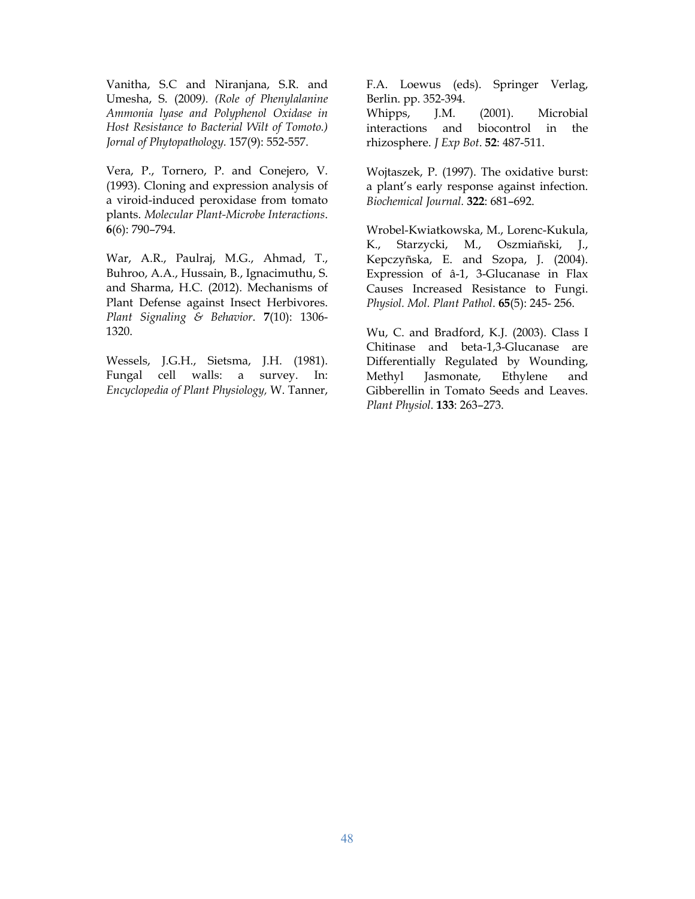Vanitha, S.C and Niranjana, S.R. and Umesha, S. (2009*). (Role of Phenylalanine Ammonia lyase and Polyphenol Oxidase in Host Resistance to Bacterial Wilt of Tomoto.) Jornal of Phytopathology.* 157(9): 552-557.

Vera, P., Tornero, P. and Conejero, V. (1993). Cloning and expression analysis of a viroid-induced peroxidase from tomato plants. *Molecular Plant-Microbe Interactions*. **6**(6): 790–794.

War, A.R., Paulraj, M.G., Ahmad, T., Buhroo, A.A., Hussain, B., Ignacimuthu, S. and Sharma, H.C. (2012). Mechanisms of Plant Defense against Insect Herbivores. *Plant Signaling & Behavior*. **7**(10): 1306-1320.

Wessels, J.G.H., Sietsma, J.H. (1981). Fungal cell walls: a survey. In: *Encyclopedia of Plant Physiology,* W. Tanner, F.A. Loewus (eds). Springer Verlag, Berlin. pp. 352-394.

Whipps, J.M. (2001). Microbial interactions and biocontrol in the rhizosphere. *J Exp Bot*. **52**: 487-511.

Wojtaszek, P. (1997). The oxidative burst: a plant's early response against infection. *Biochemical Journal.* **322**: 681–692.

Wrobel-Kwiatkowska, M., Lorenc-Kukula, K., Starzycki, M., Oszmiañski, J., Kepczyñska, E. and Szopa, J. (2004). Expression of â-1, 3-Glucanase in Flax Causes Increased Resistance to Fungi. *Physiol. Mol. Plant Pathol*. **65**(5): 245- 256.

Wu, C. and Bradford, K.J. (2003). Class I Chitinase and beta-1,3-Glucanase are Differentially Regulated by Wounding, Methyl Jasmonate, Ethylene and Gibberellin in Tomato Seeds and Leaves. *Plant Physiol*. **133**: 263–273.